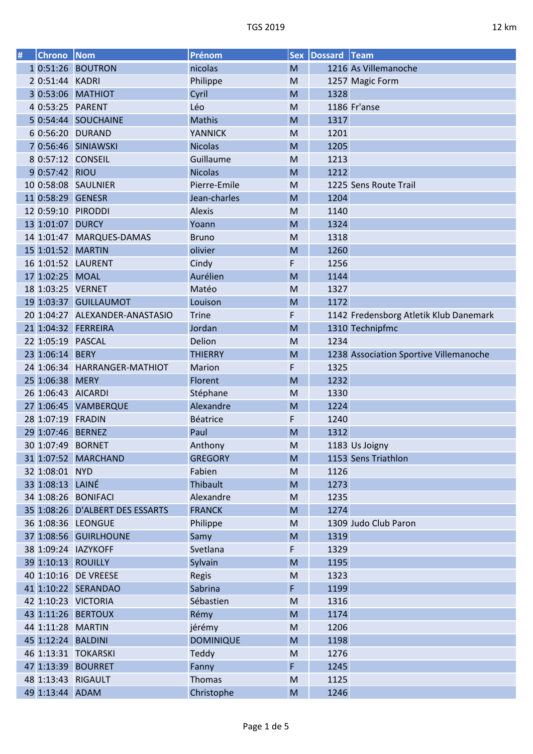TGS 2019 — 12 km

| # | Chrono | Nom | Prénom | Sex | Dossard | Team |
|---|---|---|---|---|---|---|
| 1 | 0:51:26 | BOUTRON | nicolas | M | 1216 | As Villemanoche |
| 2 | 0:51:44 | KADRI | Philippe | M | 1257 | Magic Form |
| 3 | 0:53:06 | MATHIOT | Cyril | M | 1328 | |
| 4 | 0:53:25 | PARENT | Léo | M | 1186 | Fr'anse |
| 5 | 0:54:44 | SOUCHAINE | Mathis | M | 1317 | |
| 6 | 0:56:20 | DURAND | YANNICK | M | 1201 | |
| 7 | 0:56:46 | SINIAWSKI | Nicolas | M | 1205 | |
| 8 | 0:57:12 | CONSEIL | Guillaume | M | 1213 | |
| 9 | 0:57:42 | RIOU | Nicolas | M | 1212 | |
| 10 | 0:58:08 | SAULNIER | Pierre-Emile | M | 1225 | Sens Route Trail |
| 11 | 0:58:29 | GENESR | Jean-charles | M | 1204 | |
| 12 | 0:59:10 | PIRODDI | Alexis | M | 1140 | |
| 13 | 1:01:07 | DURCY | Yoann | M | 1324 | |
| 14 | 1:01:47 | MARQUES-DAMAS | Bruno | M | 1318 | |
| 15 | 1:01:52 | MARTIN | olivier | M | 1260 | |
| 16 | 1:01:52 | LAURENT | Cindy | F | 1256 | |
| 17 | 1:02:25 | MOAL | Aurélien | M | 1144 | |
| 18 | 1:03:25 | VERNET | Matéo | M | 1327 | |
| 19 | 1:03:37 | GUILLAUMOT | Louison | M | 1172 | |
| 20 | 1:04:27 | ALEXANDER-ANASTASIO | Trine | F | 1142 | Fredensborg Atletik Klub Danemark |
| 21 | 1:04:32 | FERREIRA | Jordan | M | 1310 | Technipfmc |
| 22 | 1:05:19 | PASCAL | Delion | M | 1234 | |
| 23 | 1:06:14 | BERY | THIERRY | M | 1238 | Association Sportive Villemanoche |
| 24 | 1:06:34 | HARRANGER-MATHIOT | Marion | F | 1325 | |
| 25 | 1:06:38 | MERY | Florent | M | 1232 | |
| 26 | 1:06:43 | AICARDI | Stéphane | M | 1330 | |
| 27 | 1:06:45 | VAMBERQUE | Alexandre | M | 1224 | |
| 28 | 1:07:19 | FRADIN | Béatrice | F | 1240 | |
| 29 | 1:07:46 | BERNEZ | Paul | M | 1312 | |
| 30 | 1:07:49 | BORNET | Anthony | M | 1183 | Us Joigny |
| 31 | 1:07:52 | MARCHAND | GREGORY | M | 1153 | Sens Triathlon |
| 32 | 1:08:01 | NYD | Fabien | M | 1126 | |
| 33 | 1:08:13 | LAINÉ | Thibault | M | 1273 | |
| 34 | 1:08:26 | BONIFACI | Alexandre | M | 1235 | |
| 35 | 1:08:26 | D'ALBERT DES ESSARTS | FRANCK | M | 1274 | |
| 36 | 1:08:36 | LEONGUE | Philippe | M | 1309 | Judo Club Paron |
| 37 | 1:08:56 | GUIRLHOUNE | Samy | M | 1319 | |
| 38 | 1:09:24 | IAZYKOFF | Svetlana | F | 1329 | |
| 39 | 1:10:13 | ROUILLY | Sylvain | M | 1195 | |
| 40 | 1:10:16 | DE VREESE | Regis | M | 1323 | |
| 41 | 1:10:22 | SERANDAO | Sabrina | F | 1199 | |
| 42 | 1:10:23 | VICTORIA | Sébastien | M | 1316 | |
| 43 | 1:11:26 | BERTOUX | Rémy | M | 1174 | |
| 44 | 1:11:28 | MARTIN | jérémy | M | 1206 | |
| 45 | 1:12:24 | BALDINI | DOMINIQUE | M | 1198 | |
| 46 | 1:13:31 | TOKARSKI | Teddy | M | 1276 | |
| 47 | 1:13:39 | BOURRET | Fanny | F | 1245 | |
| 48 | 1:13:43 | RIGAULT | Thomas | M | 1125 | |
| 49 | 1:13:44 | ADAM | Christophe | M | 1246 | |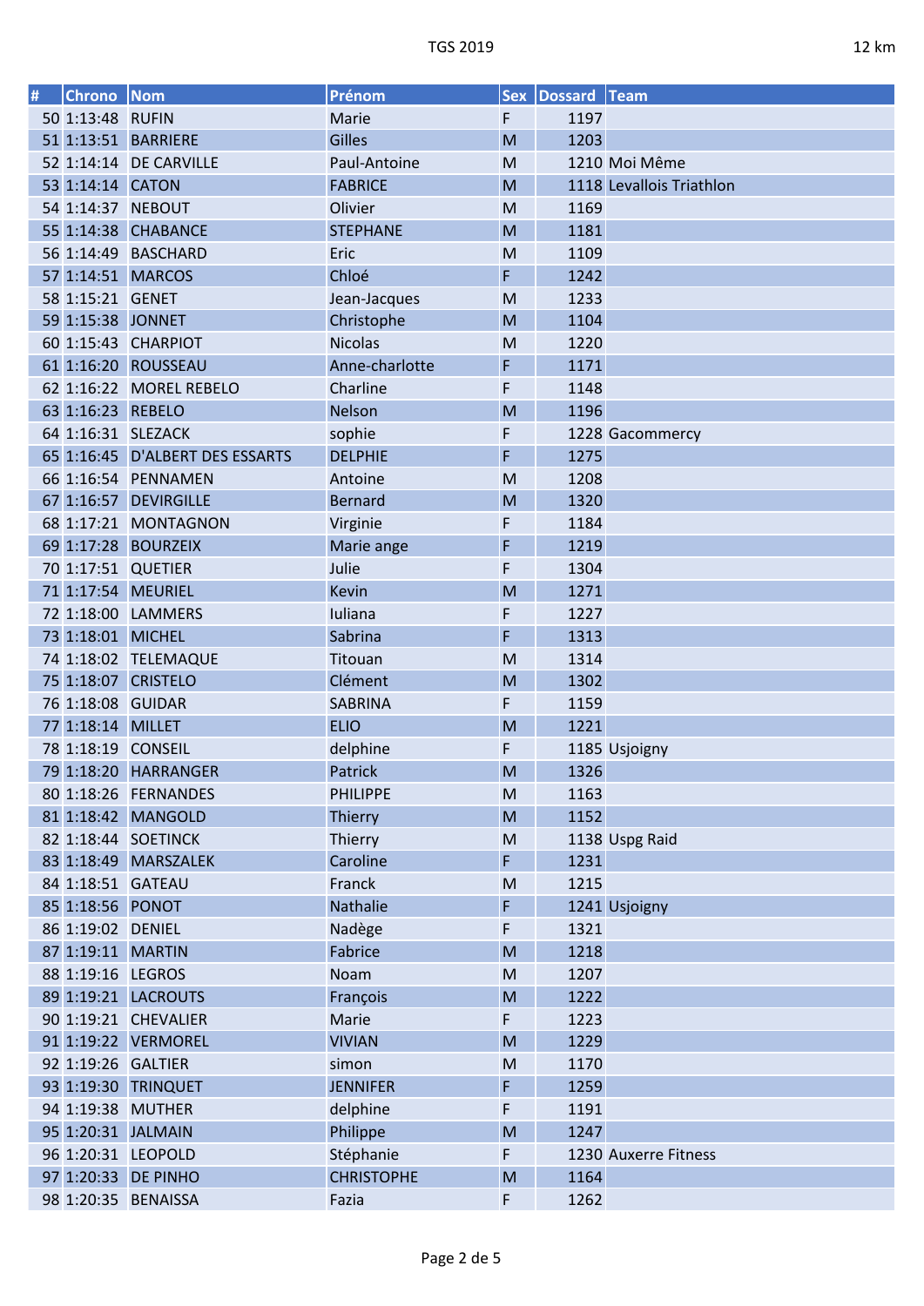| # | Chrono | Nom | Prénom | Sex | Dossard | Team |
|---|---|---|---|---|---|---|
| 50 | 1:13:48 | RUFIN | Marie | F | 1197 | |
| 51 | 1:13:51 | BARRIERE | Gilles | M | 1203 | |
| 52 | 1:14:14 | DE CARVILLE | Paul-Antoine | M | 1210 | Moi Même |
| 53 | 1:14:14 | CATON | FABRICE | M | 1118 | Levallois Triathlon |
| 54 | 1:14:37 | NEBOUT | Olivier | M | 1169 | |
| 55 | 1:14:38 | CHABANCE | STEPHANE | M | 1181 | |
| 56 | 1:14:49 | BASCHARD | Eric | M | 1109 | |
| 57 | 1:14:51 | MARCOS | Chloé | F | 1242 | |
| 58 | 1:15:21 | GENET | Jean-Jacques | M | 1233 | |
| 59 | 1:15:38 | JONNET | Christophe | M | 1104 | |
| 60 | 1:15:43 | CHARPIOT | Nicolas | M | 1220 | |
| 61 | 1:16:20 | ROUSSEAU | Anne-charlotte | F | 1171 | |
| 62 | 1:16:22 | MOREL REBELO | Charline | F | 1148 | |
| 63 | 1:16:23 | REBELO | Nelson | M | 1196 | |
| 64 | 1:16:31 | SLEZACK | sophie | F | 1228 | Gacommercy |
| 65 | 1:16:45 | D'ALBERT DES ESSARTS | DELPHIE | F | 1275 | |
| 66 | 1:16:54 | PENNAMEN | Antoine | M | 1208 | |
| 67 | 1:16:57 | DEVIRGILLE | Bernard | M | 1320 | |
| 68 | 1:17:21 | MONTAGNON | Virginie | F | 1184 | |
| 69 | 1:17:28 | BOURZEIX | Marie ange | F | 1219 | |
| 70 | 1:17:51 | QUETIER | Julie | F | 1304 | |
| 71 | 1:17:54 | MEURIEL | Kevin | M | 1271 | |
| 72 | 1:18:00 | LAMMERS | Iuliana | F | 1227 | |
| 73 | 1:18:01 | MICHEL | Sabrina | F | 1313 | |
| 74 | 1:18:02 | TELEMAQUE | Titouan | M | 1314 | |
| 75 | 1:18:07 | CRISTELO | Clément | M | 1302 | |
| 76 | 1:18:08 | GUIDAR | SABRINA | F | 1159 | |
| 77 | 1:18:14 | MILLET | ELIO | M | 1221 | |
| 78 | 1:18:19 | CONSEIL | delphine | F | 1185 | Usjoigny |
| 79 | 1:18:20 | HARRANGER | Patrick | M | 1326 | |
| 80 | 1:18:26 | FERNANDES | PHILIPPE | M | 1163 | |
| 81 | 1:18:42 | MANGOLD | Thierry | M | 1152 | |
| 82 | 1:18:44 | SOETINCK | Thierry | M | 1138 | Uspg Raid |
| 83 | 1:18:49 | MARSZALEK | Caroline | F | 1231 | |
| 84 | 1:18:51 | GATEAU | Franck | M | 1215 | |
| 85 | 1:18:56 | PONOT | Nathalie | F | 1241 | Usjoigny |
| 86 | 1:19:02 | DENIEL | Nadège | F | 1321 | |
| 87 | 1:19:11 | MARTIN | Fabrice | M | 1218 | |
| 88 | 1:19:16 | LEGROS | Noam | M | 1207 | |
| 89 | 1:19:21 | LACROUTS | François | M | 1222 | |
| 90 | 1:19:21 | CHEVALIER | Marie | F | 1223 | |
| 91 | 1:19:22 | VERMOREL | VIVIAN | M | 1229 | |
| 92 | 1:19:26 | GALTIER | simon | M | 1170 | |
| 93 | 1:19:30 | TRINQUET | JENNIFER | F | 1259 | |
| 94 | 1:19:38 | MUTHER | delphine | F | 1191 | |
| 95 | 1:20:31 | JALMAIN | Philippe | M | 1247 | |
| 96 | 1:20:31 | LEOPOLD | Stéphanie | F | 1230 | Auxerre Fitness |
| 97 | 1:20:33 | DE PINHO | CHRISTOPHE | M | 1164 | |
| 98 | 1:20:35 | BENAISSA | Fazia | F | 1262 | |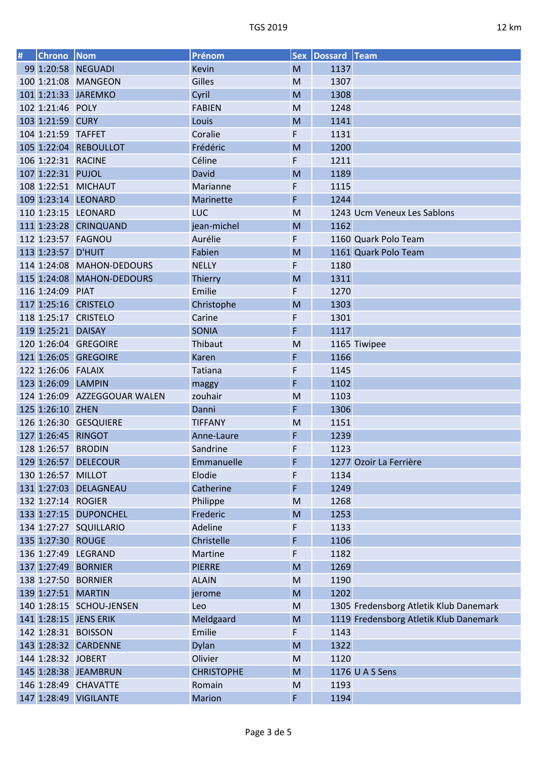| # | Chrono | Nom | Prénom | Sex | Dossard | Team |
|---|---|---|---|---|---|---|
| 99 | 1:20:58 | NEGUADI | Kevin | M | 1137 | |
| 100 | 1:21:08 | MANGEON | Gilles | M | 1307 | |
| 101 | 1:21:33 | JAREMKO | Cyril | M | 1308 | |
| 102 | 1:21:46 | POLY | FABIEN | M | 1248 | |
| 103 | 1:21:59 | CURY | Louis | M | 1141 | |
| 104 | 1:21:59 | TAFFET | Coralie | F | 1131 | |
| 105 | 1:22:04 | REBOULLOT | Frédéric | M | 1200 | |
| 106 | 1:22:31 | RACINE | Céline | F | 1211 | |
| 107 | 1:22:31 | PUJOL | David | M | 1189 | |
| 108 | 1:22:51 | MICHAUT | Marianne | F | 1115 | |
| 109 | 1:23:14 | LEONARD | Marinette | F | 1244 | |
| 110 | 1:23:15 | LEONARD | LUC | M | 1243 | Ucm Veneux Les Sablons |
| 111 | 1:23:28 | CRINQUAND | jean-michel | M | 1162 | |
| 112 | 1:23:57 | FAGNOU | Aurélie | F | 1160 | Quark Polo Team |
| 113 | 1:23:57 | D'HUIT | Fabien | M | 1161 | Quark Polo Team |
| 114 | 1:24:08 | MAHON-DEDOURS | NELLY | F | 1180 | |
| 115 | 1:24:08 | MAHON-DEDOURS | Thierry | M | 1311 | |
| 116 | 1:24:09 | PIAT | Emilie | F | 1270 | |
| 117 | 1:25:16 | CRISTELO | Christophe | M | 1303 | |
| 118 | 1:25:17 | CRISTELO | Carine | F | 1301 | |
| 119 | 1:25:21 | DAISAY | SONIA | F | 1117 | |
| 120 | 1:26:04 | GREGOIRE | Thibaut | M | 1165 | Tiwipee |
| 121 | 1:26:05 | GREGOIRE | Karen | F | 1166 | |
| 122 | 1:26:06 | FALAIX | Tatiana | F | 1145 | |
| 123 | 1:26:09 | LAMPIN | maggy | F | 1102 | |
| 124 | 1:26:09 | AZZEGGOUAR WALEN | zouhair | M | 1103 | |
| 125 | 1:26:10 | ZHEN | Danni | F | 1306 | |
| 126 | 1:26:30 | GESQUIERE | TIFFANY | M | 1151 | |
| 127 | 1:26:45 | RINGOT | Anne-Laure | F | 1239 | |
| 128 | 1:26:57 | BRODIN | Sandrine | F | 1123 | |
| 129 | 1:26:57 | DELECOUR | Emmanuelle | F | 1277 | Ozoir La Ferrière |
| 130 | 1:26:57 | MILLOT | Elodie | F | 1134 | |
| 131 | 1:27:03 | DELAGNEAU | Catherine | F | 1249 | |
| 132 | 1:27:14 | ROGIER | Philippe | M | 1268 | |
| 133 | 1:27:15 | DUPONCHEL | Frederic | M | 1253 | |
| 134 | 1:27:27 | SQUILLARIO | Adeline | F | 1133 | |
| 135 | 1:27:30 | ROUGE | Christelle | F | 1106 | |
| 136 | 1:27:49 | LEGRAND | Martine | F | 1182 | |
| 137 | 1:27:49 | BORNIER | PIERRE | M | 1269 | |
| 138 | 1:27:50 | BORNIER | ALAIN | M | 1190 | |
| 139 | 1:27:51 | MARTIN | jerome | M | 1202 | |
| 140 | 1:28:15 | SCHOU-JENSEN | Leo | M | 1305 | Fredensborg Atletik Klub Danemark |
| 141 | 1:28:15 | JENS ERIK | Meldgaard | M | 1119 | Fredensborg Atletik Klub Danemark |
| 142 | 1:28:31 | BOISSON | Emilie | F | 1143 | |
| 143 | 1:28:32 | CARDENNE | Dylan | M | 1322 | |
| 144 | 1:28:32 | JOBERT | Olivier | M | 1120 | |
| 145 | 1:28:38 | JEAMBRUN | CHRISTOPHE | M | 1176 | U A S Sens |
| 146 | 1:28:49 | CHAVATTE | Romain | M | 1193 | |
| 147 | 1:28:49 | VIGILANTE | Marion | F | 1194 | |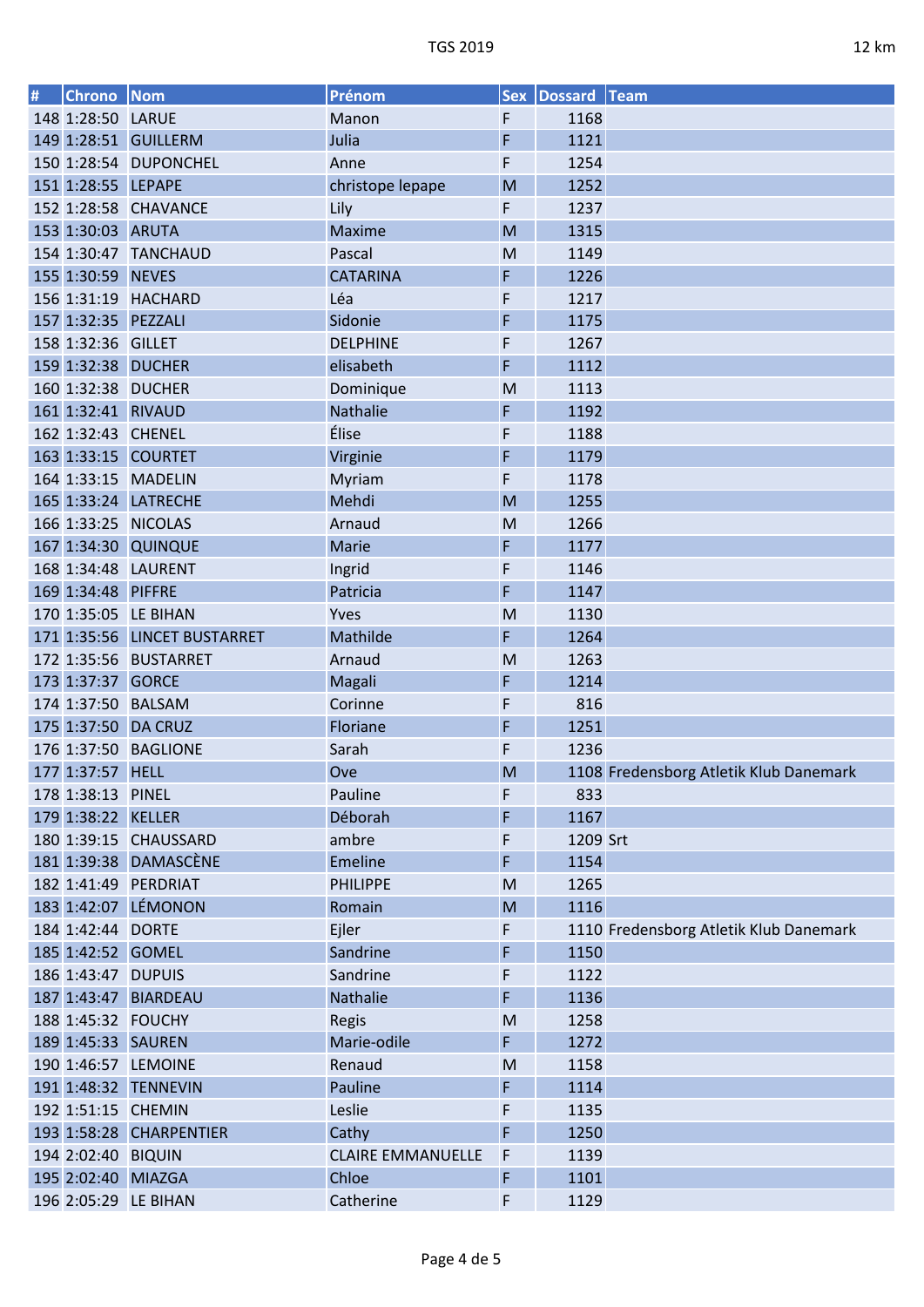| # | Chrono | Nom | Prénom | Sex | Dossard | Team |
|---|---|---|---|---|---|---|
| 148 | 1:28:50 | LARUE | Manon | F | 1168 | |
| 149 | 1:28:51 | GUILLERM | Julia | F | 1121 | |
| 150 | 1:28:54 | DUPONCHEL | Anne | F | 1254 | |
| 151 | 1:28:55 | LEPAPE | christope lepape | M | 1252 | |
| 152 | 1:28:58 | CHAVANCE | Lily | F | 1237 | |
| 153 | 1:30:03 | ARUTA | Maxime | M | 1315 | |
| 154 | 1:30:47 | TANCHAUD | Pascal | M | 1149 | |
| 155 | 1:30:59 | NEVES | CATARINA | F | 1226 | |
| 156 | 1:31:19 | HACHARD | Léa | F | 1217 | |
| 157 | 1:32:35 | PEZZALI | Sidonie | F | 1175 | |
| 158 | 1:32:36 | GILLET | DELPHINE | F | 1267 | |
| 159 | 1:32:38 | DUCHER | elisabeth | F | 1112 | |
| 160 | 1:32:38 | DUCHER | Dominique | M | 1113 | |
| 161 | 1:32:41 | RIVAUD | Nathalie | F | 1192 | |
| 162 | 1:32:43 | CHENEL | Élise | F | 1188 | |
| 163 | 1:33:15 | COURTET | Virginie | F | 1179 | |
| 164 | 1:33:15 | MADELIN | Myriam | F | 1178 | |
| 165 | 1:33:24 | LATRECHE | Mehdi | M | 1255 | |
| 166 | 1:33:25 | NICOLAS | Arnaud | M | 1266 | |
| 167 | 1:34:30 | QUINQUE | Marie | F | 1177 | |
| 168 | 1:34:48 | LAURENT | Ingrid | F | 1146 | |
| 169 | 1:34:48 | PIFFRE | Patricia | F | 1147 | |
| 170 | 1:35:05 | LE BIHAN | Yves | M | 1130 | |
| 171 | 1:35:56 | LINCET BUSTARRET | Mathilde | F | 1264 | |
| 172 | 1:35:56 | BUSTARRET | Arnaud | M | 1263 | |
| 173 | 1:37:37 | GORCE | Magali | F | 1214 | |
| 174 | 1:37:50 | BALSAM | Corinne | F | 816 | |
| 175 | 1:37:50 | DA CRUZ | Floriane | F | 1251 | |
| 176 | 1:37:50 | BAGLIONE | Sarah | F | 1236 | |
| 177 | 1:37:57 | HELL | Ove | M | 1108 | Fredensborg Atletik Klub Danemark |
| 178 | 1:38:13 | PINEL | Pauline | F | 833 | |
| 179 | 1:38:22 | KELLER | Déborah | F | 1167 | |
| 180 | 1:39:15 | CHAUSSARD | ambre | F | 1209 | Srt |
| 181 | 1:39:38 | DAMASCÈNE | Emeline | F | 1154 | |
| 182 | 1:41:49 | PERDRIAT | PHILIPPE | M | 1265 | |
| 183 | 1:42:07 | LÉMONON | Romain | M | 1116 | |
| 184 | 1:42:44 | DORTE | Ejler | F | 1110 | Fredensborg Atletik Klub Danemark |
| 185 | 1:42:52 | GOMEL | Sandrine | F | 1150 | |
| 186 | 1:43:47 | DUPUIS | Sandrine | F | 1122 | |
| 187 | 1:43:47 | BIARDEAU | Nathalie | F | 1136 | |
| 188 | 1:45:32 | FOUCHY | Regis | M | 1258 | |
| 189 | 1:45:33 | SAUREN | Marie-odile | F | 1272 | |
| 190 | 1:46:57 | LEMOINE | Renaud | M | 1158 | |
| 191 | 1:48:32 | TENNEVIN | Pauline | F | 1114 | |
| 192 | 1:51:15 | CHEMIN | Leslie | F | 1135 | |
| 193 | 1:58:28 | CHARPENTIER | Cathy | F | 1250 | |
| 194 | 2:02:40 | BIQUIN | CLAIRE EMMANUELLE | F | 1139 | |
| 195 | 2:02:40 | MIAZGA | Chloe | F | 1101 | |
| 196 | 2:05:29 | LE BIHAN | Catherine | F | 1129 | |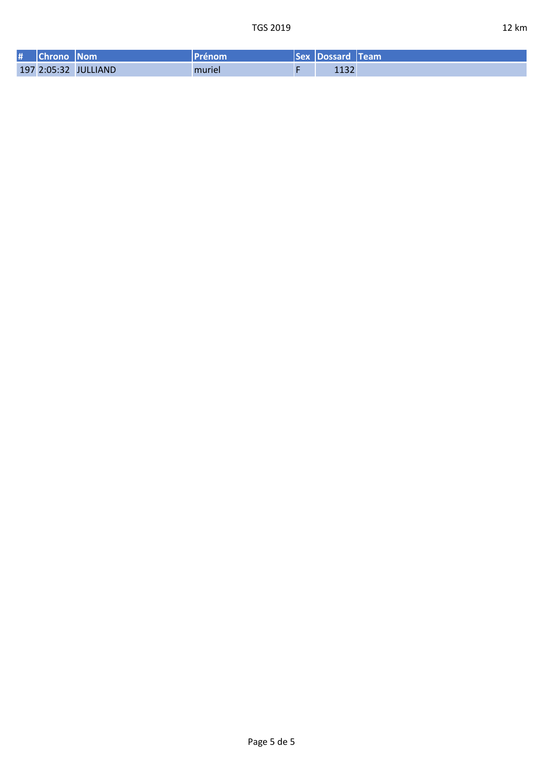| # | Chrono | Nom | Prénom | Sex | Dossard | Team |
|---|---|---|---|---|---|---|
| 197 | 2:05:32 | JULLIAND | muriel | F | 1132 | |